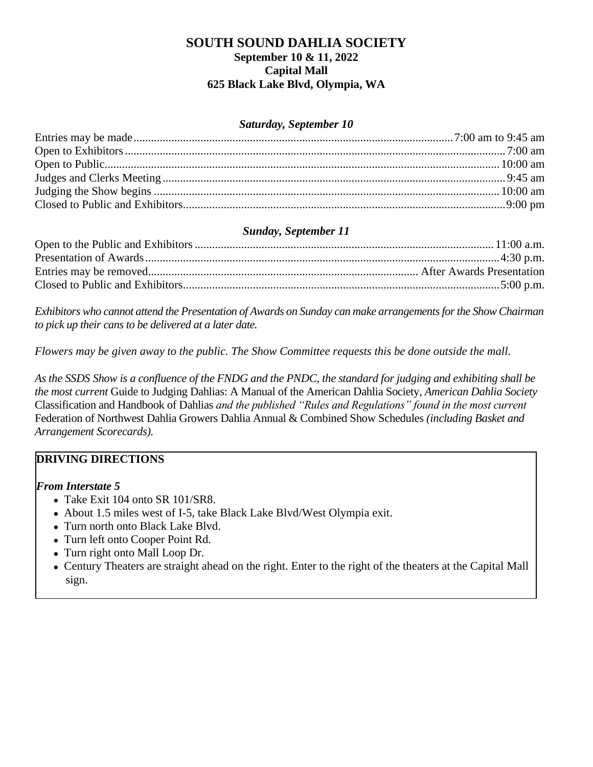# SOUTH SOUND DAHLIA SOCIETY

**September 10 & 11, 2022**
**Capital Mall**
**625 Black Lake Blvd, Olympia, WA**

### *Saturday, September 10*

| | |
|---|---|
| Entries may be made | 7:00 am to 9:45 am |
| Open to Exhibitors | 7:00 am |
| Open to Public | 10:00 am |
| Judges and Clerks Meeting | 9:45 am |
| Judging the Show begins | 10:00 am |
| Closed to Public and Exhibitors | 9:00 pm |

### *Sunday, September 11*

| | |
|---|---|
| Open to the Public and Exhibitors | 11:00 a.m. |
| Presentation of Awards | 4:30 p.m. |
| Entries may be removed | After Awards Presentation |
| Closed to Public and Exhibitors | 5:00 p.m. |

*Exhibitors who cannot attend the Presentation of Awards on Sunday can make arrangements for the Show Chairman to pick up their cans to be delivered at a later date.*

*Flowers may be given away to the public. The Show Committee requests this be done outside the mall.*

*As the SSDS Show is a confluence of the FNDG and the PNDC, the standard for judging and exhibiting shall be the most current* Guide to Judging Dahlias: A Manual of the American Dahlia Society, *American Dahlia Society* Classification and Handbook of Dahlias *and the published "Rules and Regulations" found in the most current* Federation of Northwest Dahlia Growers Dahlia Annual & Combined Show Schedules *(including Basket and Arrangement Scorecards).*

## DRIVING DIRECTIONS

***From Interstate 5***

- Take Exit 104 onto SR 101/SR8.
- About 1.5 miles west of I-5, take Black Lake Blvd/West Olympia exit.
- Turn north onto Black Lake Blvd.
- Turn left onto Cooper Point Rd.
- Turn right onto Mall Loop Dr.
- Century Theaters are straight ahead on the right. Enter to the right of the theaters at the Capital Mall sign.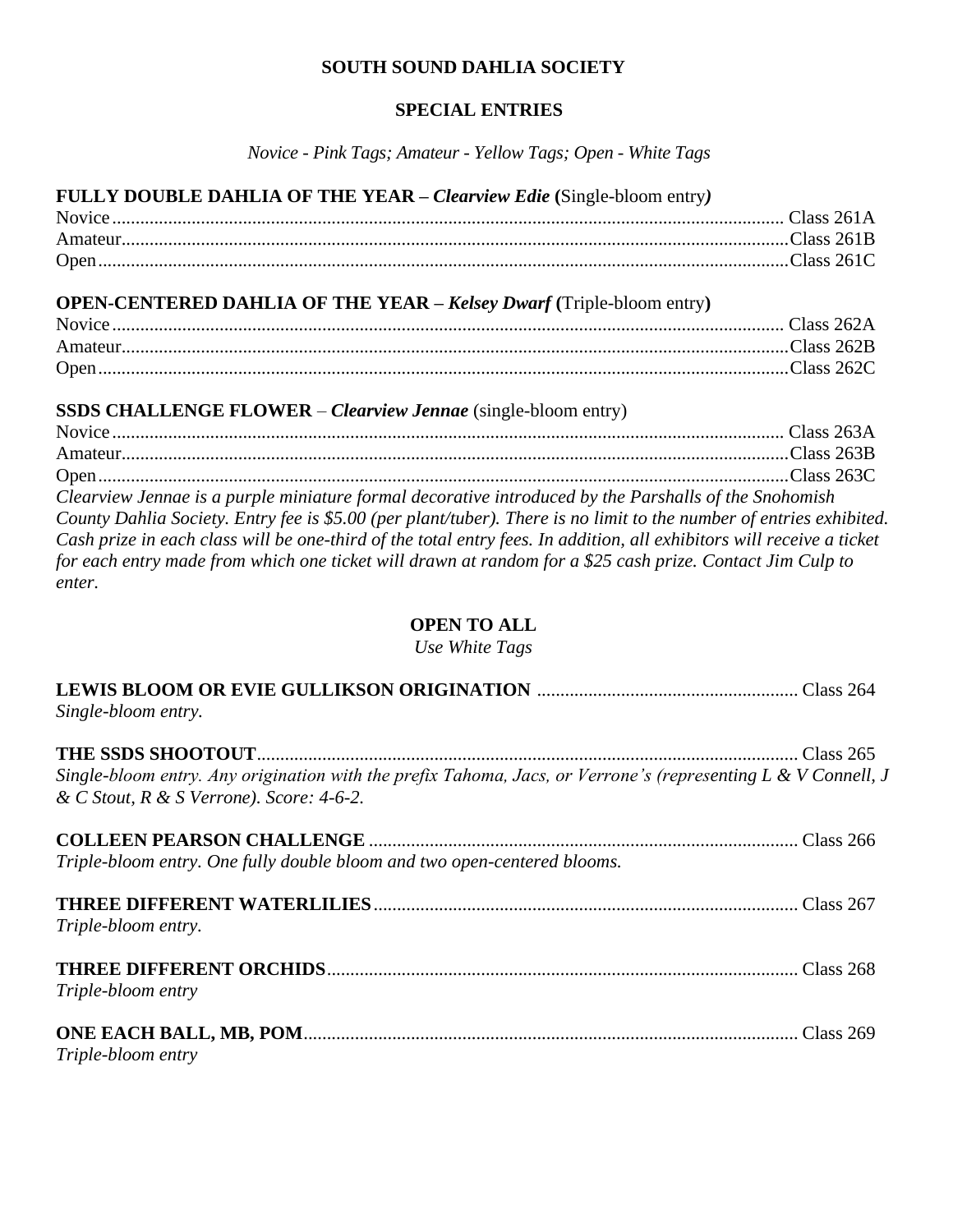# SOUTH SOUND DAHLIA SOCIETY

## SPECIAL ENTRIES

*Novice - Pink Tags; Amateur - Yellow Tags; Open - White Tags*

**FULLY DOUBLE DAHLIA OF THE YEAR – *Clearview Edie* (**Single-bloom entry***)***

Novice.............................................................. Class 261A
Amateur............................................................ Class 261B
Open................................................................ Class 261C

**OPEN-CENTERED DAHLIA OF THE YEAR – *Kelsey Dwarf* (**Triple-bloom entry**)**

Novice.............................................................. Class 262A
Amateur............................................................ Class 262B
Open................................................................ Class 262C

**SSDS CHALLENGE FLOWER** – ***Clearview Jennae*** (single-bloom entry)

Novice.............................................................. Class 263A
Amateur............................................................ Class 263B
Open................................................................ Class 263C

*Clearview Jennae is a purple miniature formal decorative introduced by the Parshalls of the Snohomish County Dahlia Society. Entry fee is $5.00 (per plant/tuber). There is no limit to the number of entries exhibited. Cash prize in each class will be one-third of the total entry fees. In addition, all exhibitors will receive a ticket for each entry made from which one ticket will drawn at random for a $25 cash prize. Contact Jim Culp to enter.*

## OPEN TO ALL

*Use White Tags*

**LEWIS BLOOM OR EVIE GULLIKSON ORIGINATION** ........................ Class 264
*Single-bloom entry.*

**THE SSDS SHOOTOUT**.................................................. Class 265
*Single-bloom entry. Any origination with the prefix Tahoma, Jacs, or Verrone's (representing L & V Connell, J & C Stout, R & S Verrone). Score: 4-6-2.*

**COLLEEN PEARSON CHALLENGE** ........................................ Class 266
*Triple-bloom entry. One fully double bloom and two open-centered blooms.*

**THREE DIFFERENT WATERLILIES**...................................... Class 267
*Triple-bloom entry.*

**THREE DIFFERENT ORCHIDS**........................................... Class 268
*Triple-bloom entry*

**ONE EACH BALL, MB, POM**............................................ Class 269
*Triple-bloom entry*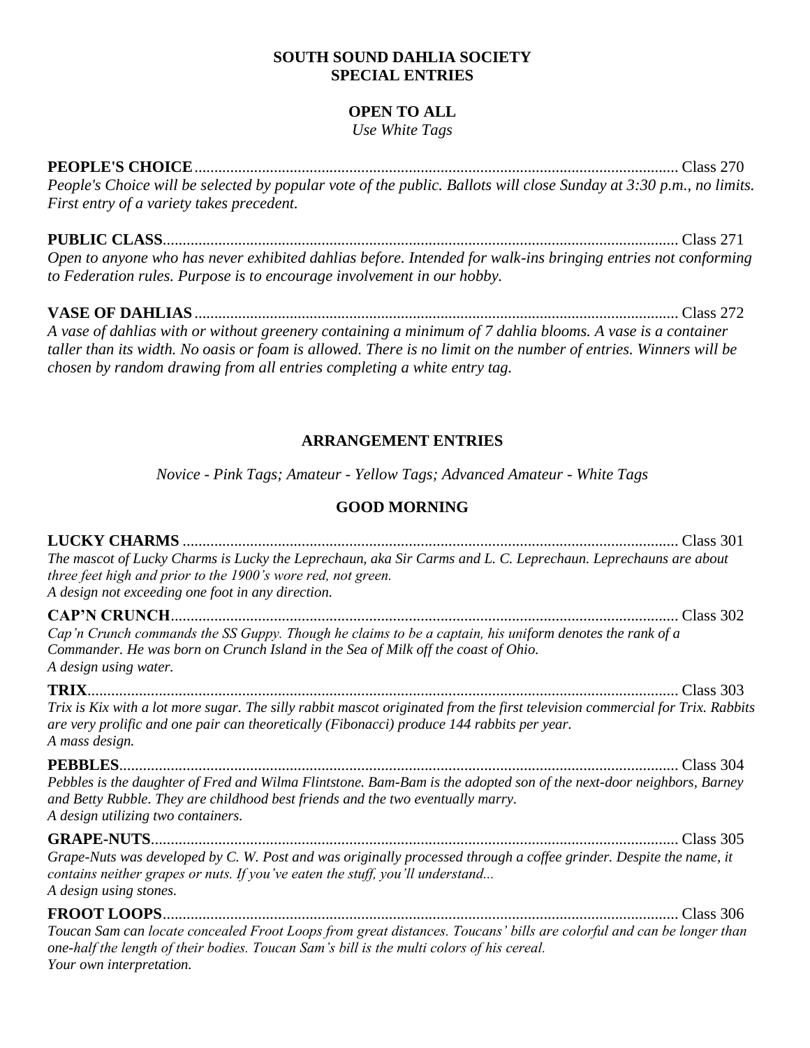**SOUTH SOUND DAHLIA SOCIETY**
**SPECIAL ENTRIES**

**OPEN TO ALL**
*Use White Tags*

**PEOPLE'S CHOICE**........................................................................................................ Class 270
*People's Choice will be selected by popular vote of the public. Ballots will close Sunday at 3:30 p.m., no limits. First entry of a variety takes precedent.*

**PUBLIC CLASS**............................................................................................................... Class 271
*Open to anyone who has never exhibited dahlias before. Intended for walk-ins bringing entries not conforming to Federation rules. Purpose is to encourage involvement in our hobby.*

**VASE OF DAHLIAS**........................................................................................................ Class 272
*A vase of dahlias with or without greenery containing a minimum of 7 dahlia blooms. A vase is a container taller than its width. No oasis or foam is allowed. There is no limit on the number of entries. Winners will be chosen by random drawing from all entries completing a white entry tag.*

**ARRANGEMENT ENTRIES**

*Novice - Pink Tags; Amateur - Yellow Tags; Advanced Amateur - White Tags*

**GOOD MORNING**

**LUCKY CHARMS** ........................................................................................................... Class 301
*The mascot of Lucky Charms is Lucky the Leprechaun, aka Sir Carms and L. C. Leprechaun. Leprechauns are about three feet high and prior to the 1900's wore red, not green.*
*A design not exceeding one foot in any direction.*

**CAP'N CRUNCH**.............................................................................................................. Class 302
*Cap'n Crunch commands the SS Guppy. Though he claims to be a captain, his uniform denotes the rank of a Commander. He was born on Crunch Island in the Sea of Milk off the coast of Ohio.*
*A design using water.*

**TRIX**.................................................................................................................................. Class 303
*Trix is Kix with a lot more sugar. The silly rabbit mascot originated from the first television commercial for Trix. Rabbits are very prolific and one pair can theoretically (Fibonacci) produce 144 rabbits per year.*
*A mass design.*

**PEBBLES**.......................................................................................................................... Class 304
*Pebbles is the daughter of Fred and Wilma Flintstone. Bam-Bam is the adopted son of the next-door neighbors, Barney and Betty Rubble. They are childhood best friends and the two eventually marry.*
*A design utilizing two containers.*

**GRAPE-NUTS**................................................................................................................... Class 305
*Grape-Nuts was developed by C. W. Post and was originally processed through a coffee grinder. Despite the name, it contains neither grapes or nuts. If you've eaten the stuff, you'll understand...*
*A design using stones.*

**FROOT LOOPS**................................................................................................................ Class 306
*Toucan Sam can locate concealed Froot Loops from great distances. Toucans' bills are colorful and can be longer than one-half the length of their bodies. Toucan Sam's bill is the multi colors of his cereal.*
*Your own interpretation.*